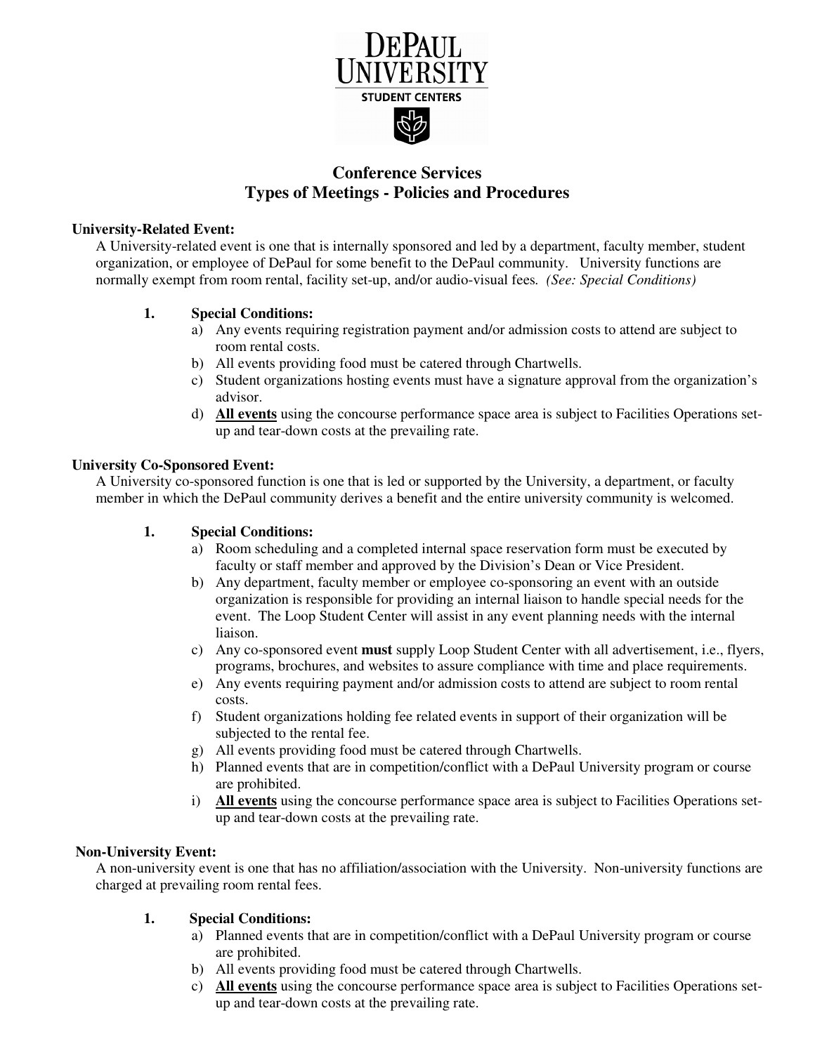DePaul University

Student Centers

# Conference Services
## Types of Meetings - Policies and Procedures

**University-Related Event:**

A University-related event is one that is internally sponsored and led by a department, faculty member, student organization, or employee of DePaul for some benefit to the DePaul community. University functions are normally exempt from room rental, facility set-up, and/or audio-visual fees. *(See: Special Conditions)*

1. **Special Conditions:**
   - a) Any events requiring registration payment and/or admission costs to attend are subject to room rental costs.
   - b) All events providing food must be catered through Chartwells.
   - c) Student organizations hosting events must have a signature approval from the organization's advisor.
   - d) **All events** using the concourse performance space area is subject to Facilities Operations set-up and tear-down costs at the prevailing rate.

**University Co-Sponsored Event:**

A University co-sponsored function is one that is led or supported by the University, a department, or faculty member in which the DePaul community derives a benefit and the entire university community is welcomed.

1. **Special Conditions:**
   - a) Room scheduling and a completed internal space reservation form must be executed by faculty or staff member and approved by the Division's Dean or Vice President.
   - b) Any department, faculty member or employee co-sponsoring an event with an outside organization is responsible for providing an internal liaison to handle special needs for the event. The Loop Student Center will assist in any event planning needs with the internal liaison.
   - c) Any co-sponsored event **must** supply Loop Student Center with all advertisement, i.e., flyers, programs, brochures, and websites to assure compliance with time and place requirements.
   - e) Any events requiring payment and/or admission costs to attend are subject to room rental costs.
   - f) Student organizations holding fee related events in support of their organization will be subjected to the rental fee.
   - g) All events providing food must be catered through Chartwells.
   - h) Planned events that are in competition/conflict with a DePaul University program or course are prohibited.
   - i) **All events** using the concourse performance space area is subject to Facilities Operations set-up and tear-down costs at the prevailing rate.

**Non-University Event:**

A non-university event is one that has no affiliation/association with the University. Non-university functions are charged at prevailing room rental fees.

1. **Special Conditions:**
   - a) Planned events that are in competition/conflict with a DePaul University program or course are prohibited.
   - b) All events providing food must be catered through Chartwells.
   - c) **All events** using the concourse performance space area is subject to Facilities Operations set-up and tear-down costs at the prevailing rate.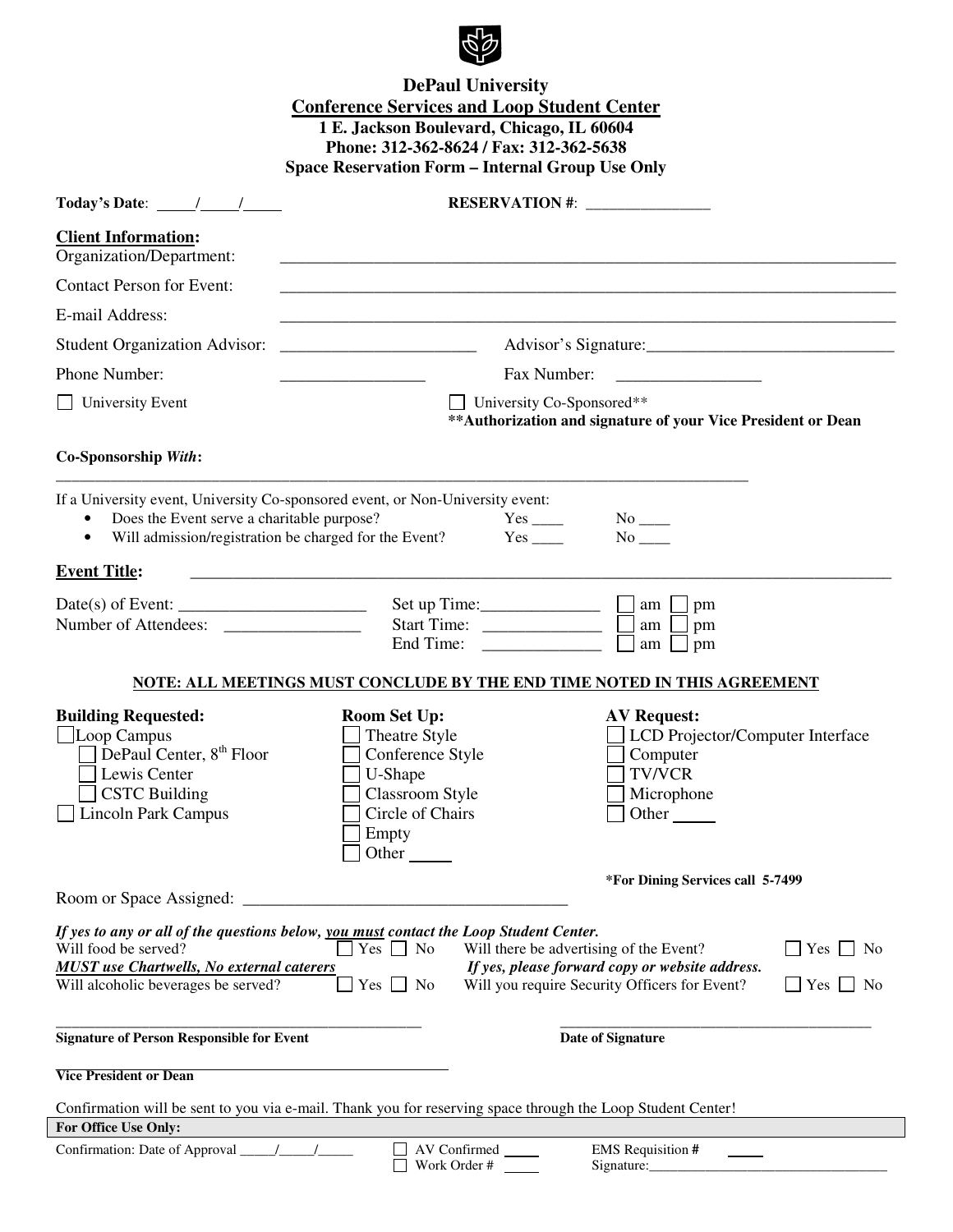**DePaul University**
**Conference Services and Loop Student Center**
**1 E. Jackson Boulevard, Chicago, IL 60604**
**Phone: 312-362-8624 / Fax: 312-362-5638**
**Space Reservation Form – Internal Group Use Only**

**Today's Date**: _____/_____/_____ **RESERVATION #**: _______________

**Client Information:**

Organization/Department: ____________________________________________

Contact Person for Event: ____________________________________________

E-mail Address: ____________________________________________

Student Organization Advisor: ______________________ Advisor's Signature: ____________________________

Phone Number: _________________ Fax Number: _________________

☐ University Event ☐ University Co-Sponsored**
**Authorization and signature of your Vice President or Dean**

**Co-Sponsorship *With*:**

____________________________________________________________________________

If a University event, University Co-sponsored event, or Non-University event:

- Does the Event serve a charitable purpose? Yes ____ No ____
- Will admission/registration be charged for the Event? Yes ____ No ____

**Event Title:** ____________________________________________

Date(s) of Event: ______________________ Set up Time: _____________ ☐ am ☐ pm
Number of Attendees: ________________ Start Time: _____________ ☐ am ☐ pm
End Time: _____________ ☐ am ☐ pm

**NOTE: ALL MEETINGS MUST CONCLUDE BY THE END TIME NOTED IN THIS AGREEMENT**

**Building Requested:**
- ☐ Loop Campus
  - ☐ DePaul Center, 8th Floor
  - ☐ Lewis Center
  - ☐ CSTC Building
- ☐ Lincoln Park Campus

**Room Set Up:**
- ☐ Theatre Style
- ☐ Conference Style
- ☐ U-Shape
- ☐ Classroom Style
- ☐ Circle of Chairs
- ☐ Empty
- ☐ Other _____

**AV Request:**
- ☐ LCD Projector/Computer Interface
- ☐ Computer
- ☐ TV/VCR
- ☐ Microphone
- ☐ Other _____

***For Dining Services call 5-7499**

Room or Space Assigned: ____________________________________

***If yes to any or all of the questions below, you must contact the Loop Student Center.***

Will food be served? ☐ Yes ☐ No
***MUST use Chartwells, No external caterers***
Will alcoholic beverages be served? ☐ Yes ☐ No

Will there be advertising of the Event? ☐ Yes ☐ No
***If yes, please forward copy or website address.***
Will you require Security Officers for Event? ☐ Yes ☐ No

_____________________________________________ _____________________________________
**Signature of Person Responsible for Event** **Date of Signature**

_____________________________________________
**Vice President or Dean**

Confirmation will be sent to you via e-mail. Thank you for reserving space through the Loop Student Center!

**For Office Use Only:**

Confirmation: Date of Approval _____/_____/_____ ☐ AV Confirmed _____ ☐ Work Order # _____ EMS Requisition # _____ Signature: ______________________________